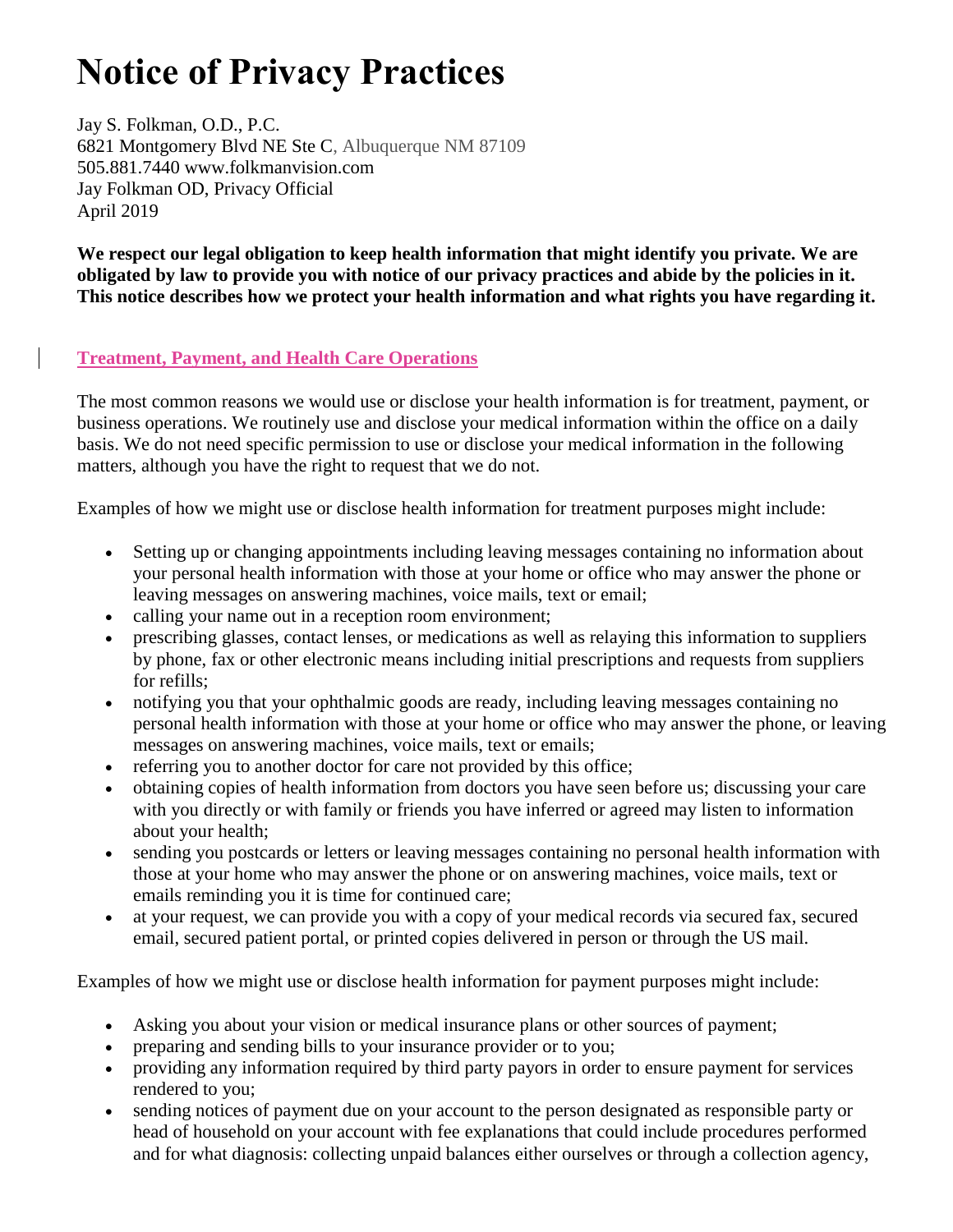# Notice of Privacy Practices

Jay S. Folkman, O.D., P.C.
6821 Montgomery Blvd NE Ste C, Albuquerque NM 87109
505.881.7440 www.folkmanvision.com
Jay Folkman OD, Privacy Official
April 2019

**We respect our legal obligation to keep health information that might identify you private. We are obligated by law to provide you with notice of our privacy practices and abide by the policies in it. This notice describes how we protect your health information and what rights you have regarding it.**

## Treatment, Payment, and Health Care Operations

The most common reasons we would use or disclose your health information is for treatment, payment, or business operations. We routinely use and disclose your medical information within the office on a daily basis. We do not need specific permission to use or disclose your medical information in the following matters, although you have the right to request that we do not.

Examples of how we might use or disclose health information for treatment purposes might include:

- Setting up or changing appointments including leaving messages containing no information about your personal health information with those at your home or office who may answer the phone or leaving messages on answering machines, voice mails, text or email;
- calling your name out in a reception room environment;
- prescribing glasses, contact lenses, or medications as well as relaying this information to suppliers by phone, fax or other electronic means including initial prescriptions and requests from suppliers for refills;
- notifying you that your ophthalmic goods are ready, including leaving messages containing no personal health information with those at your home or office who may answer the phone, or leaving messages on answering machines, voice mails, text or emails;
- referring you to another doctor for care not provided by this office;
- obtaining copies of health information from doctors you have seen before us; discussing your care with you directly or with family or friends you have inferred or agreed may listen to information about your health;
- sending you postcards or letters or leaving messages containing no personal health information with those at your home who may answer the phone or on answering machines, voice mails, text or emails reminding you it is time for continued care;
- at your request, we can provide you with a copy of your medical records via secured fax, secured email, secured patient portal, or printed copies delivered in person or through the US mail.

Examples of how we might use or disclose health information for payment purposes might include:

- Asking you about your vision or medical insurance plans or other sources of payment;
- preparing and sending bills to your insurance provider or to you;
- providing any information required by third party payors in order to ensure payment for services rendered to you;
- sending notices of payment due on your account to the person designated as responsible party or head of household on your account with fee explanations that could include procedures performed and for what diagnosis: collecting unpaid balances either ourselves or through a collection agency,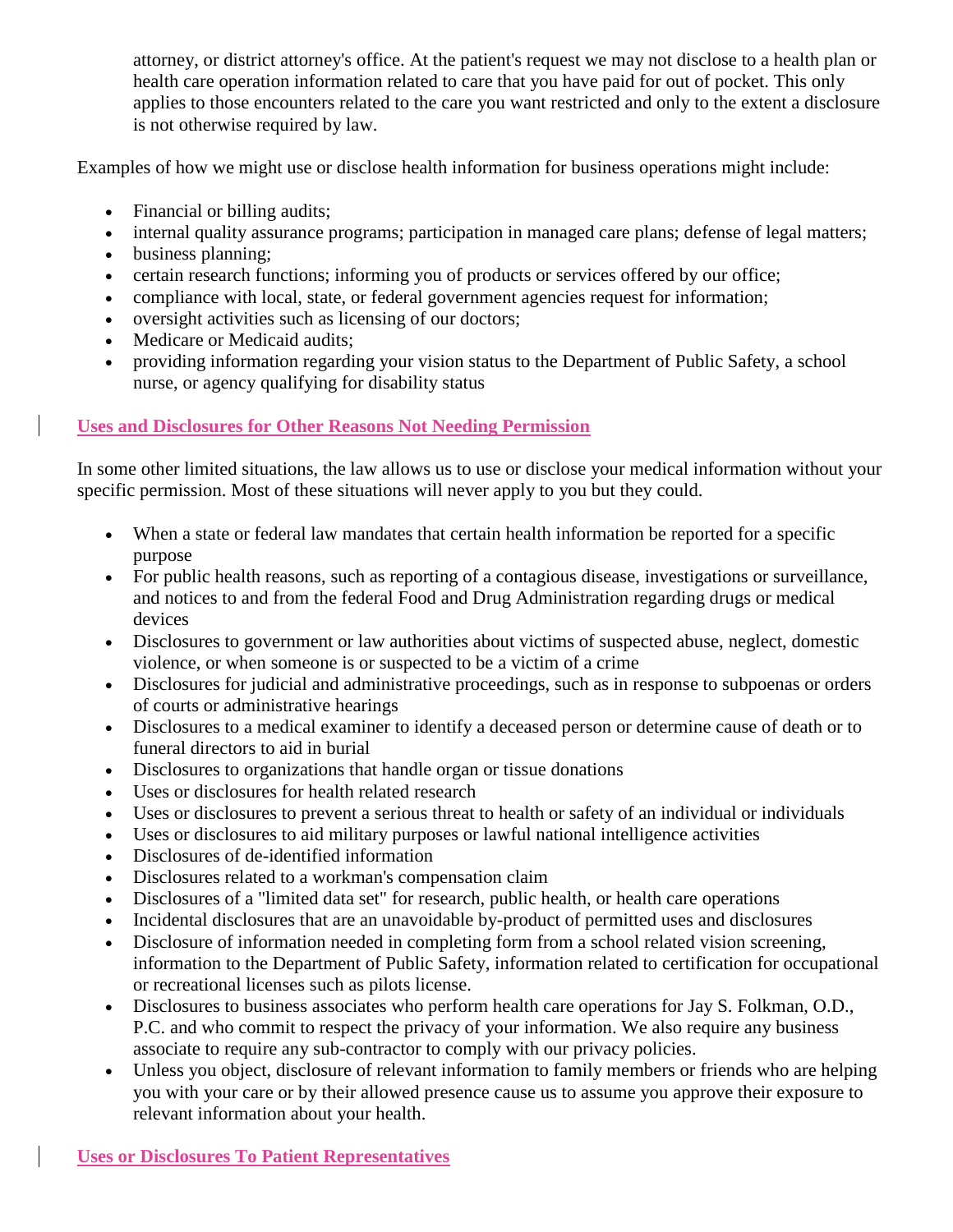attorney, or district attorney's office. At the patient's request we may not disclose to a health plan or health care operation information related to care that you have paid for out of pocket. This only applies to those encounters related to the care you want restricted and only to the extent a disclosure is not otherwise required by law.

Examples of how we might use or disclose health information for business operations might include:

- Financial or billing audits;
- internal quality assurance programs; participation in managed care plans; defense of legal matters;
- business planning;
- certain research functions; informing you of products or services offered by our office;
- compliance with local, state, or federal government agencies request for information;
- oversight activities such as licensing of our doctors;
- Medicare or Medicaid audits;
- providing information regarding your vision status to the Department of Public Safety, a school nurse, or agency qualifying for disability status

## Uses and Disclosures for Other Reasons Not Needing Permission

In some other limited situations, the law allows us to use or disclose your medical information without your specific permission. Most of these situations will never apply to you but they could.

- When a state or federal law mandates that certain health information be reported for a specific purpose
- For public health reasons, such as reporting of a contagious disease, investigations or surveillance, and notices to and from the federal Food and Drug Administration regarding drugs or medical devices
- Disclosures to government or law authorities about victims of suspected abuse, neglect, domestic violence, or when someone is or suspected to be a victim of a crime
- Disclosures for judicial and administrative proceedings, such as in response to subpoenas or orders of courts or administrative hearings
- Disclosures to a medical examiner to identify a deceased person or determine cause of death or to funeral directors to aid in burial
- Disclosures to organizations that handle organ or tissue donations
- Uses or disclosures for health related research
- Uses or disclosures to prevent a serious threat to health or safety of an individual or individuals
- Uses or disclosures to aid military purposes or lawful national intelligence activities
- Disclosures of de-identified information
- Disclosures related to a workman's compensation claim
- Disclosures of a "limited data set" for research, public health, or health care operations
- Incidental disclosures that are an unavoidable by-product of permitted uses and disclosures
- Disclosure of information needed in completing form from a school related vision screening, information to the Department of Public Safety, information related to certification for occupational or recreational licenses such as pilots license.
- Disclosures to business associates who perform health care operations for Jay S. Folkman, O.D., P.C. and who commit to respect the privacy of your information. We also require any business associate to require any sub-contractor to comply with our privacy policies.
- Unless you object, disclosure of relevant information to family members or friends who are helping you with your care or by their allowed presence cause us to assume you approve their exposure to relevant information about your health.

## Uses or Disclosures To Patient Representatives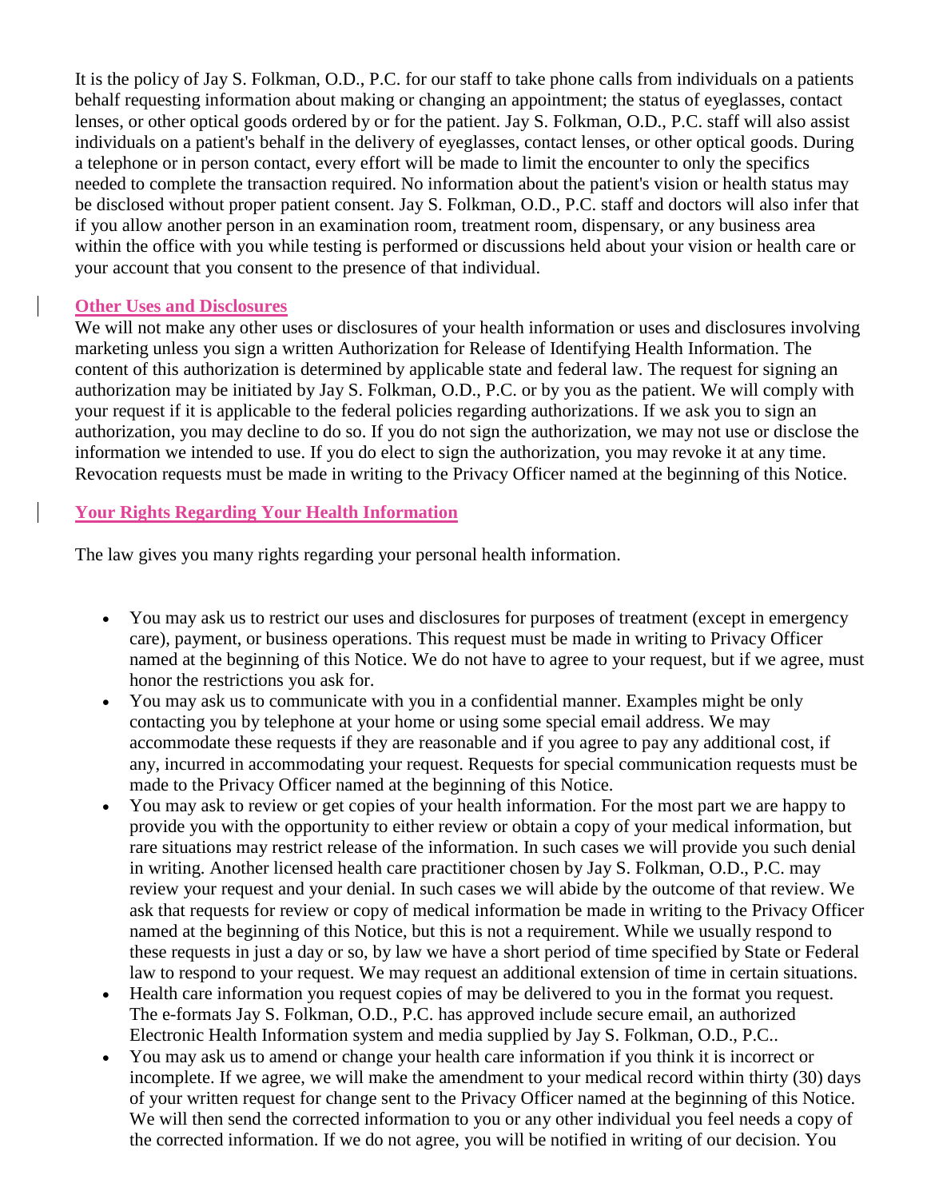It is the policy of Jay S. Folkman, O.D., P.C. for our staff to take phone calls from individuals on a patients behalf requesting information about making or changing an appointment; the status of eyeglasses, contact lenses, or other optical goods ordered by or for the patient. Jay S. Folkman, O.D., P.C. staff will also assist individuals on a patient's behalf in the delivery of eyeglasses, contact lenses, or other optical goods. During a telephone or in person contact, every effort will be made to limit the encounter to only the specifics needed to complete the transaction required. No information about the patient's vision or health status may be disclosed without proper patient consent. Jay S. Folkman, O.D., P.C. staff and doctors will also infer that if you allow another person in an examination room, treatment room, dispensary, or any business area within the office with you while testing is performed or discussions held about your vision or health care or your account that you consent to the presence of that individual.

**Other Uses and Disclosures**

We will not make any other uses or disclosures of your health information or uses and disclosures involving marketing unless you sign a written Authorization for Release of Identifying Health Information. The content of this authorization is determined by applicable state and federal law. The request for signing an authorization may be initiated by Jay S. Folkman, O.D., P.C. or by you as the patient. We will comply with your request if it is applicable to the federal policies regarding authorizations. If we ask you to sign an authorization, you may decline to do so. If you do not sign the authorization, we may not use or disclose the information we intended to use. If you do elect to sign the authorization, you may revoke it at any time. Revocation requests must be made in writing to the Privacy Officer named at the beginning of this Notice.

**Your Rights Regarding Your Health Information**

The law gives you many rights regarding your personal health information.

- You may ask us to restrict our uses and disclosures for purposes of treatment (except in emergency care), payment, or business operations. This request must be made in writing to Privacy Officer named at the beginning of this Notice. We do not have to agree to your request, but if we agree, must honor the restrictions you ask for.
- You may ask us to communicate with you in a confidential manner. Examples might be only contacting you by telephone at your home or using some special email address. We may accommodate these requests if they are reasonable and if you agree to pay any additional cost, if any, incurred in accommodating your request. Requests for special communication requests must be made to the Privacy Officer named at the beginning of this Notice.
- You may ask to review or get copies of your health information. For the most part we are happy to provide you with the opportunity to either review or obtain a copy of your medical information, but rare situations may restrict release of the information. In such cases we will provide you such denial in writing. Another licensed health care practitioner chosen by Jay S. Folkman, O.D., P.C. may review your request and your denial. In such cases we will abide by the outcome of that review. We ask that requests for review or copy of medical information be made in writing to the Privacy Officer named at the beginning of this Notice, but this is not a requirement. While we usually respond to these requests in just a day or so, by law we have a short period of time specified by State or Federal law to respond to your request. We may request an additional extension of time in certain situations.
- Health care information you request copies of may be delivered to you in the format you request. The e-formats Jay S. Folkman, O.D., P.C. has approved include secure email, an authorized Electronic Health Information system and media supplied by Jay S. Folkman, O.D., P.C..
- You may ask us to amend or change your health care information if you think it is incorrect or incomplete. If we agree, we will make the amendment to your medical record within thirty (30) days of your written request for change sent to the Privacy Officer named at the beginning of this Notice. We will then send the corrected information to you or any other individual you feel needs a copy of the corrected information. If we do not agree, you will be notified in writing of our decision. You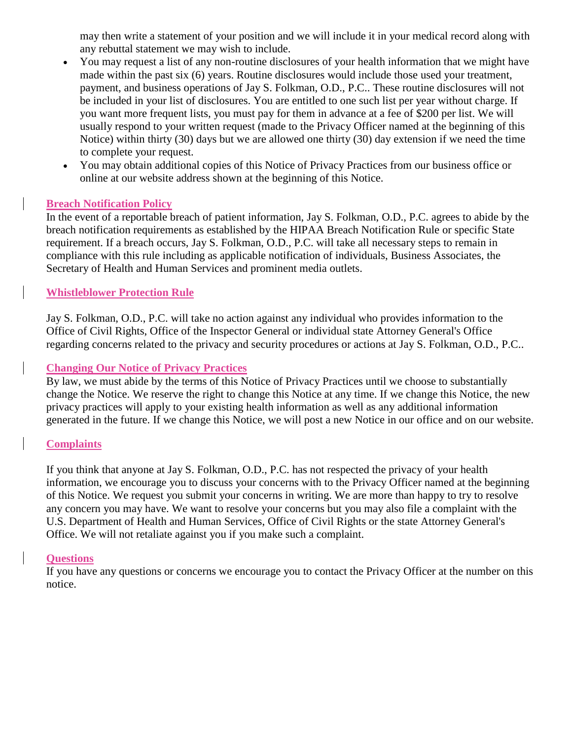may then write a statement of your position and we will include it in your medical record along with any rebuttal statement we may wish to include.

- You may request a list of any non-routine disclosures of your health information that we might have made within the past six (6) years. Routine disclosures would include those used your treatment, payment, and business operations of Jay S. Folkman, O.D., P.C.. These routine disclosures will not be included in your list of disclosures. You are entitled to one such list per year without charge. If you want more frequent lists, you must pay for them in advance at a fee of $200 per list. We will usually respond to your written request (made to the Privacy Officer named at the beginning of this Notice) within thirty (30) days but we are allowed one thirty (30) day extension if we need the time to complete your request.
- You may obtain additional copies of this Notice of Privacy Practices from our business office or online at our website address shown at the beginning of this Notice.

## Breach Notification Policy

In the event of a reportable breach of patient information, Jay S. Folkman, O.D., P.C. agrees to abide by the breach notification requirements as established by the HIPAA Breach Notification Rule or specific State requirement. If a breach occurs, Jay S. Folkman, O.D., P.C. will take all necessary steps to remain in compliance with this rule including as applicable notification of individuals, Business Associates, the Secretary of Health and Human Services and prominent media outlets.

## Whistleblower Protection Rule

Jay S. Folkman, O.D., P.C. will take no action against any individual who provides information to the Office of Civil Rights, Office of the Inspector General or individual state Attorney General's Office regarding concerns related to the privacy and security procedures or actions at Jay S. Folkman, O.D., P.C..

## Changing Our Notice of Privacy Practices

By law, we must abide by the terms of this Notice of Privacy Practices until we choose to substantially change the Notice. We reserve the right to change this Notice at any time. If we change this Notice, the new privacy practices will apply to your existing health information as well as any additional information generated in the future. If we change this Notice, we will post a new Notice in our office and on our website.

## Complaints

If you think that anyone at Jay S. Folkman, O.D., P.C. has not respected the privacy of your health information, we encourage you to discuss your concerns with to the Privacy Officer named at the beginning of this Notice. We request you submit your concerns in writing. We are more than happy to try to resolve any concern you may have. We want to resolve your concerns but you may also file a complaint with the U.S. Department of Health and Human Services, Office of Civil Rights or the state Attorney General's Office. We will not retaliate against you if you make such a complaint.

## Questions

If you have any questions or concerns we encourage you to contact the Privacy Officer at the number on this notice.